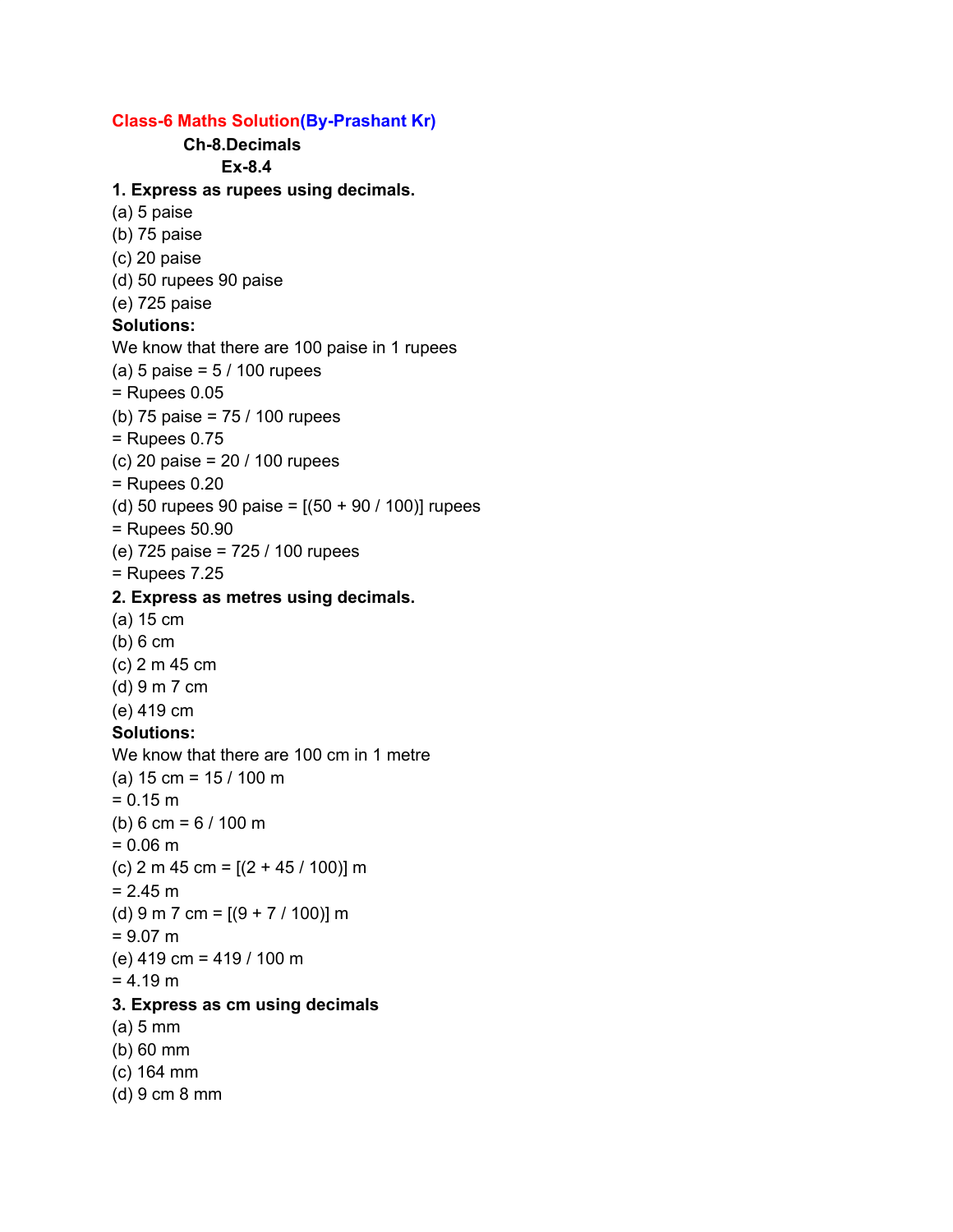**Class-6 Maths Solution(By-Prashant Kr)**

**Ch-8.Decimals**

**Ex-8.4**

**1. Express as rupees using decimals.**

(a) 5 paise

(b) 75 paise

(c) 20 paise

(d) 50 rupees 90 paise

(e) 725 paise

**Solutions:**

We know that there are 100 paise in 1 rupees

(a) 5 paise = 5 / 100 rupees

= Rupees 0.05

(b) 75 paise = 75 / 100 rupees

= Rupees 0.75

(c) 20 paise = 20 / 100 rupees

= Rupees 0.20

(d) 50 rupees 90 paise = [(50 + 90 / 100)] rupees

= Rupees 50.90

(e) 725 paise = 725 / 100 rupees

= Rupees 7.25

**2. Express as metres using decimals.**

(a) 15 cm

(b) 6 cm

(c) 2 m 45 cm

(d) 9 m 7 cm

(e) 419 cm

**Solutions:**

We know that there are 100 cm in 1 metre

(a) 15 cm = 15 / 100 m

= 0.15 m

(b) 6 cm = 6 / 100 m

= 0.06 m

(c) 2 m 45 cm = [(2 + 45 / 100)] m

= 2.45 m

(d) 9 m 7 cm = [(9 + 7 / 100)] m

= 9.07 m

(e) 419 cm = 419 / 100 m

= 4.19 m

**3. Express as cm using decimals**

(a) 5 mm

(b) 60 mm

(c) 164 mm

(d) 9 cm 8 mm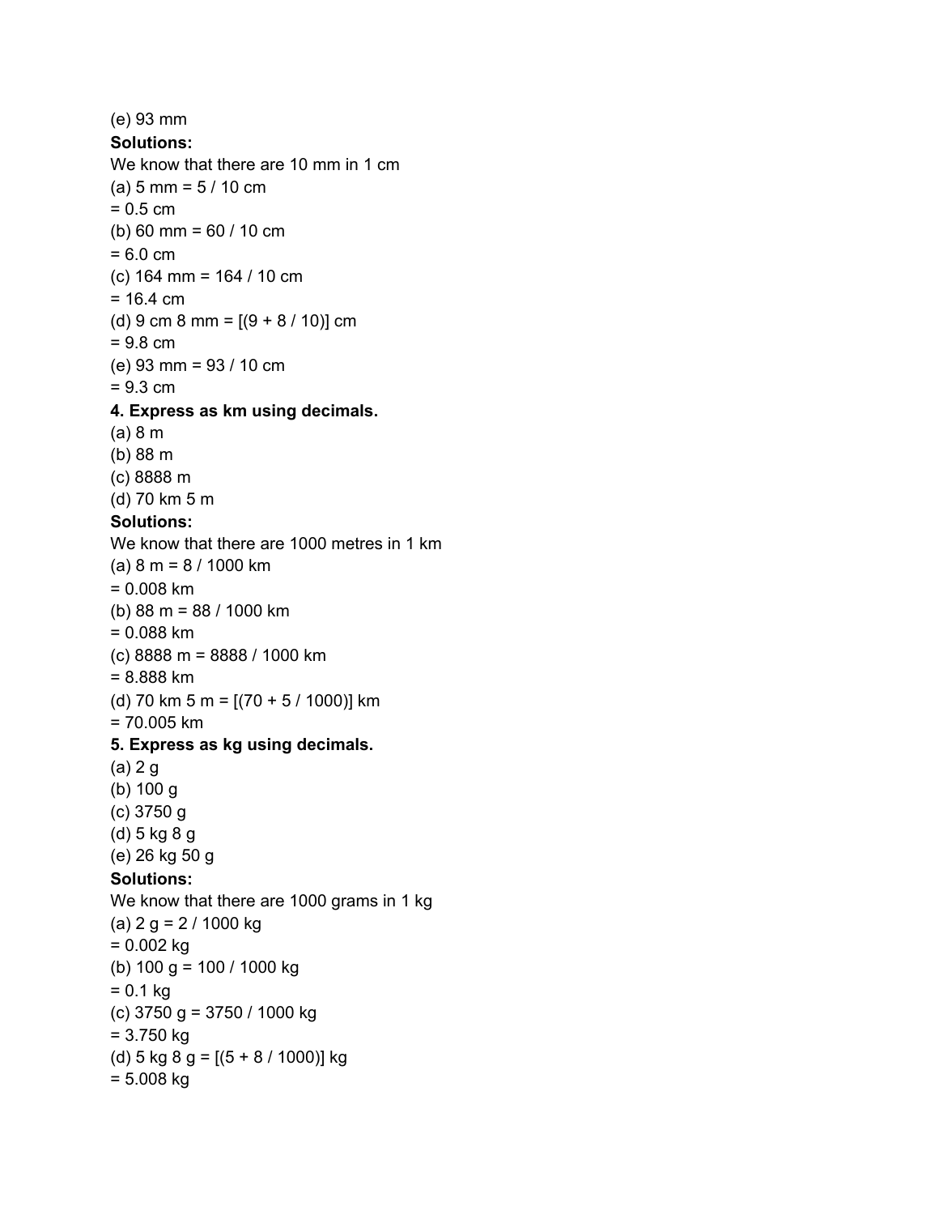(e) 93 mm

**Solutions:**

We know that there are 10 mm in 1 cm

(a) 5 mm = 5 / 10 cm

= 0.5 cm

(b) 60 mm = 60 / 10 cm

= 6.0 cm

(c) 164 mm = 164 / 10 cm

= 16.4 cm

(d) 9 cm 8 mm = [(9 + 8 / 10)] cm

= 9.8 cm

(e) 93 mm = 93 / 10 cm

= 9.3 cm

**4. Express as km using decimals.**

(a) 8 m

(b) 88 m

(c) 8888 m

(d) 70 km 5 m

**Solutions:**

We know that there are 1000 metres in 1 km

(a) 8 m = 8 / 1000 km

= 0.008 km

(b) 88 m = 88 / 1000 km

= 0.088 km

(c) 8888 m = 8888 / 1000 km

= 8.888 km

(d) 70 km 5 m = [(70 + 5 / 1000)] km

= 70.005 km

**5. Express as kg using decimals.**

(a) 2 g

(b) 100 g

(c) 3750 g

(d) 5 kg 8 g

(e) 26 kg 50 g

**Solutions:**

We know that there are 1000 grams in 1 kg

(a) 2 g = 2 / 1000 kg

= 0.002 kg

(b) 100 g = 100 / 1000 kg

= 0.1 kg

(c) 3750 g = 3750 / 1000 kg

= 3.750 kg

(d) 5 kg 8 g = [(5 + 8 / 1000)] kg

= 5.008 kg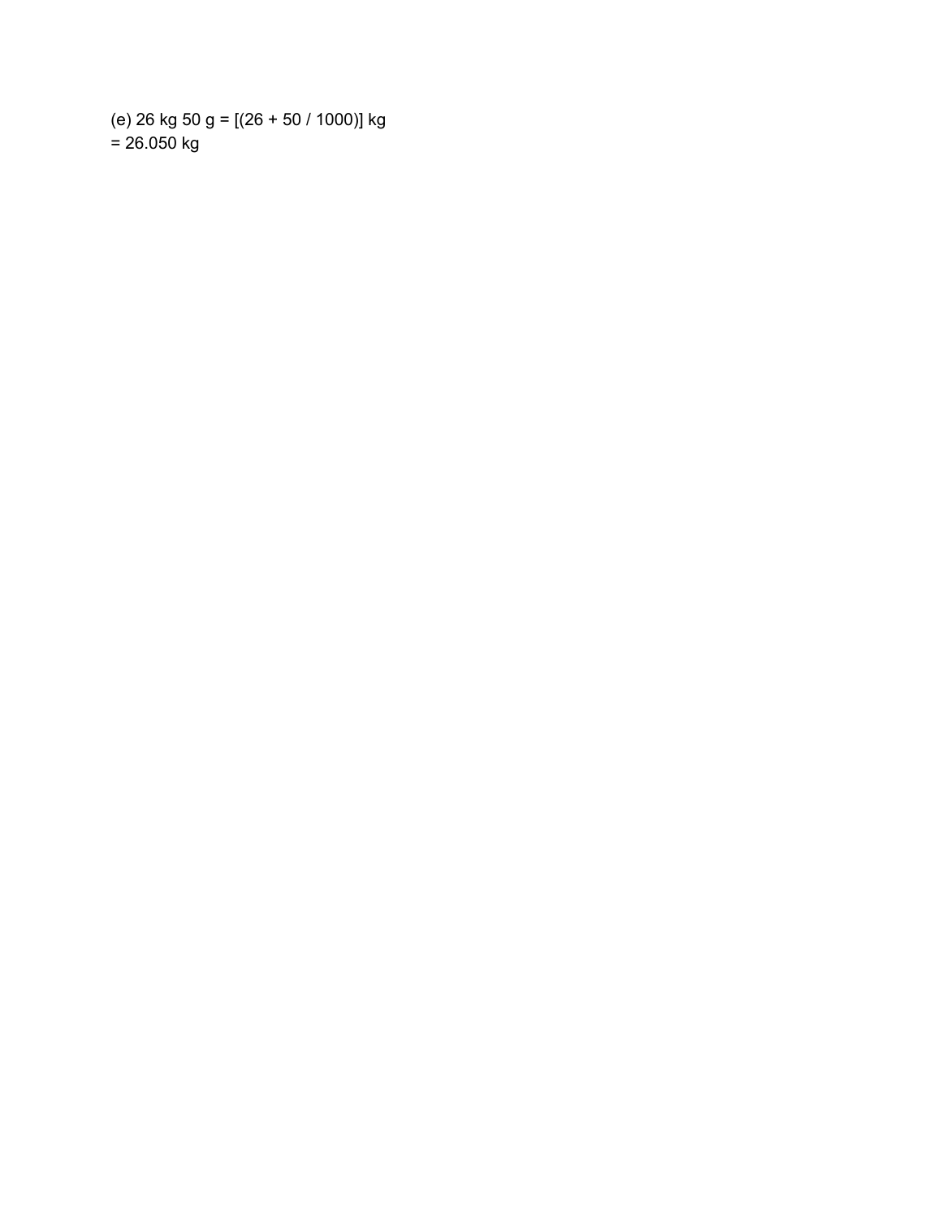(e) 26 kg 50 g = $[(26 + 50 / 1000)]$ kg

= 26.050 kg